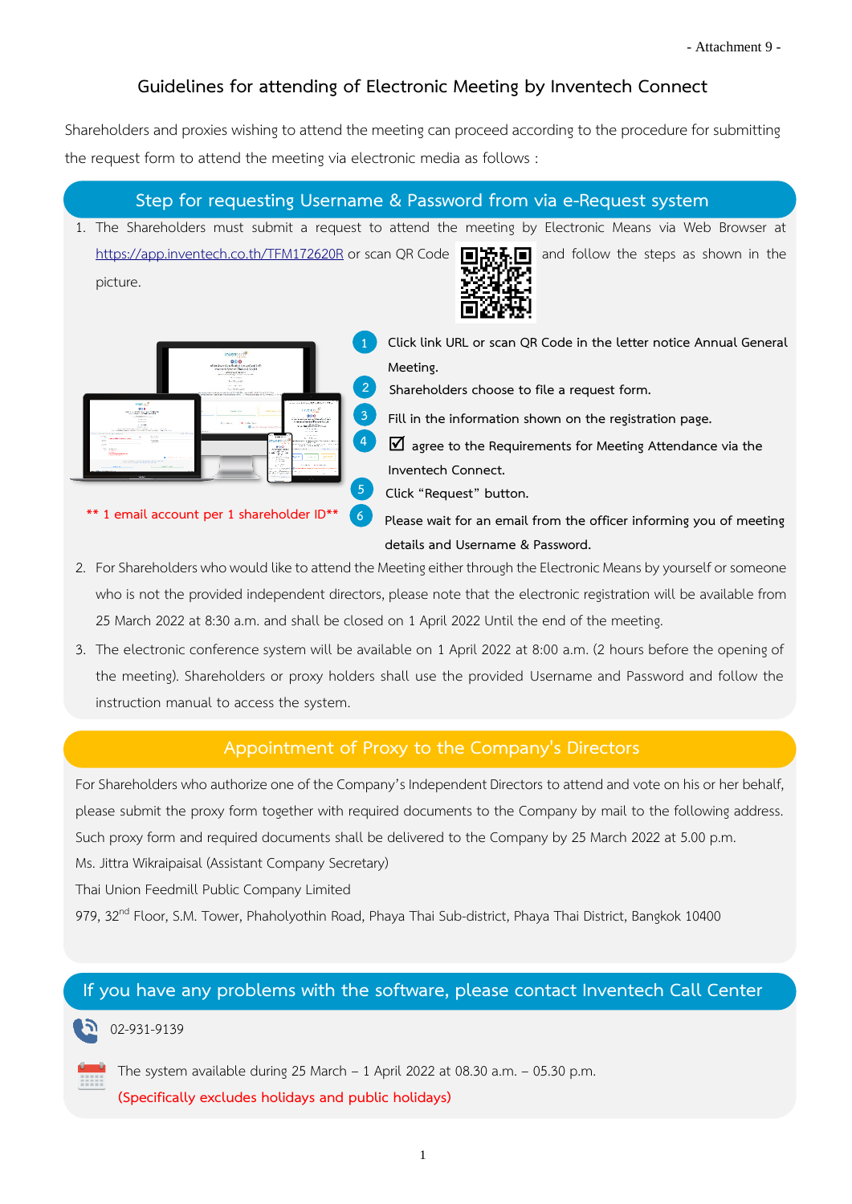- Attachment 9 -

# Guidelines for attending of Electronic Meeting by Inventech Connect

Shareholders and proxies wishing to attend the meeting can proceed according to the procedure for submitting the request form to attend the meeting via electronic media as follows :

## Step for requesting Username & Password from via e-Request system

1. The Shareholders must submit a request to attend the meeting by Electronic Means via Web Browser at https://app.inventech.co.th/TFM172620R or scan QR Code and follow the steps as shown in the picture.

   1. Click link URL or scan QR Code in the letter notice Annual General Meeting.
   2. Shareholders choose to file a request form.
   3. Fill in the information shown on the registration page.
   4. ☑ agree to the Requirements for Meeting Attendance via the Inventech Connect.
   5. Click "Request" button.
   6. Please wait for an email from the officer informing you of meeting details and Username & Password.

   ** 1 email account per 1 shareholder ID**

2. For Shareholders who would like to attend the Meeting either through the Electronic Means by yourself or someone who is not the provided independent directors, please note that the electronic registration will be available from 25 March 2022 at 8:30 a.m. and shall be closed on 1 April 2022 Until the end of the meeting.
3. The electronic conference system will be available on 1 April 2022 at 8:00 a.m. (2 hours before the opening of the meeting). Shareholders or proxy holders shall use the provided Username and Password and follow the instruction manual to access the system.

## Appointment of Proxy to the Company's Directors

For Shareholders who authorize one of the Company's Independent Directors to attend and vote on his or her behalf, please submit the proxy form together with required documents to the Company by mail to the following address. Such proxy form and required documents shall be delivered to the Company by 25 March 2022 at 5.00 p.m.

Ms. Jittra Wikraipaisal (Assistant Company Secretary)
Thai Union Feedmill Public Company Limited
979, 32nd Floor, S.M. Tower, Phaholyothin Road, Phaya Thai Sub-district, Phaya Thai District, Bangkok 10400

## If you have any problems with the software, please contact Inventech Call Center

02-931-9139

The system available during 25 March – 1 April 2022 at 08.30 a.m. – 05.30 p.m.
**(Specifically excludes holidays and public holidays)**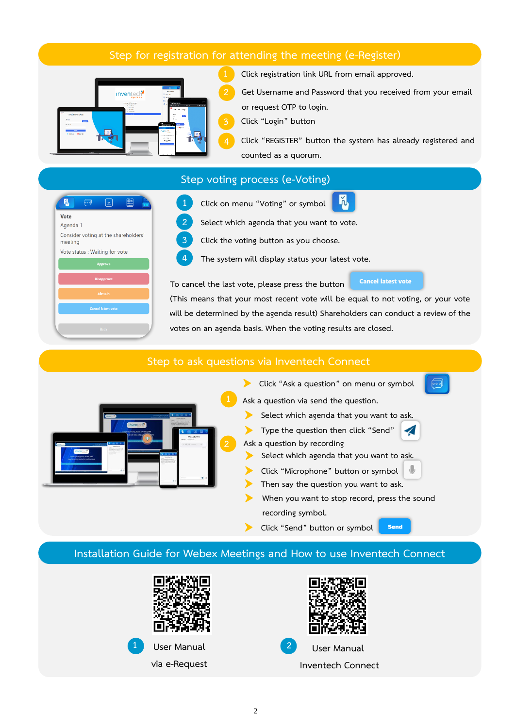## Step for registration for attending the meeting (e-Register)

1. Click registration link URL from email approved.
2. Get Username and Password that you received from your email or request OTP to login.
3. Click "Login" button
4. Click "REGISTER" button the system has already registered and counted as a quorum.

## Step voting process (e-Voting)

1. Click on menu "Voting" or symbol
2. Select which agenda that you want to vote.
3. Click the voting button as you choose.
4. The system will display status your latest vote.

To cancel the last vote, please press the button **Cancel latest vote** (This means that your most recent vote will be equal to not voting, or your vote will be determined by the agenda result) Shareholders can conduct a review of the votes on an agenda basis. When the voting results are closed.

## Step to ask questions via Inventech Connect

- Click "Ask a question" on menu or symbol

1. Ask a question via send the question.
   - Select which agenda that you want to ask.
   - Type the question then click "Send"
2. Ask a question by recording
   - Select which agenda that you want to ask.
   - Click "Microphone" button or symbol
   - Then say the question you want to ask.
   - When you want to stop record, press the sound recording symbol.
   - Click "Send" button or symbol **Send**

## Installation Guide for Webex Meetings and How to use Inventech Connect

1. User Manual via e-Request
2. User Manual Inventech Connect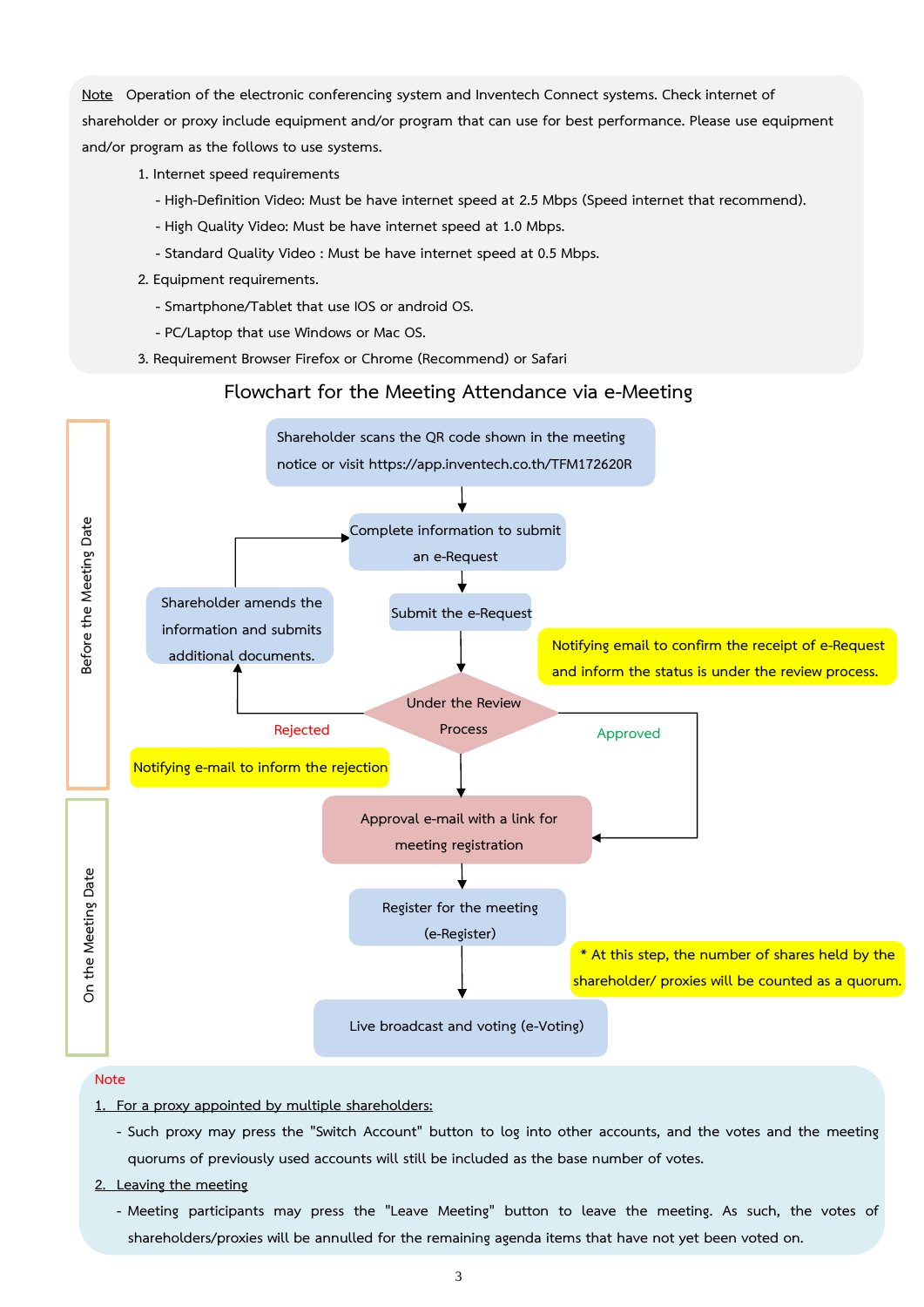<u>Note</u> Operation of the electronic conferencing system and Inventech Connect systems. Check internet of shareholder or proxy include equipment and/or program that can use for best performance. Please use equipment and/or program as the follows to use systems.

1. Internet speed requirements
   - High-Definition Video: Must be have internet speed at 2.5 Mbps (Speed internet that recommend).
   - High Quality Video: Must be have internet speed at 1.0 Mbps.
   - Standard Quality Video : Must be have internet speed at 0.5 Mbps.
2. Equipment requirements.
   - Smartphone/Tablet that use IOS or android OS.
   - PC/Laptop that use Windows or Mac OS.
3. Requirement Browser Firefox or Chrome (Recommend) or Safari

## Flowchart for the Meeting Attendance via e-Meeting

Before the Meeting Date

Shareholder scans the QR code shown in the meeting notice or visit https://app.inventech.co.th/TFM172620R

Complete information to submit an e-Request

Submit the e-Request

Notifying email to confirm the receipt of e-Request and inform the status is under the review process.

Under the Review Process

Rejected

Notifying e-mail to inform the rejection

Shareholder amends the information and submits additional documents.

Approved

Approval e-mail with a link for meeting registration

On the Meeting Date

Register for the meeting (e-Register)

* At this step, the number of shares held by the shareholder/ proxies will be counted as a quorum.

Live broadcast and voting (e-Voting)

Note

1. <u>For a proxy appointed by multiple shareholders:</u>
   - Such proxy may press the "Switch Account" button to log into other accounts, and the votes and the meeting quorums of previously used accounts will still be included as the base number of votes.
2. <u>Leaving the meeting</u>
   - Meeting participants may press the "Leave Meeting" button to leave the meeting. As such, the votes of shareholders/proxies will be annulled for the remaining agenda items that have not yet been voted on.